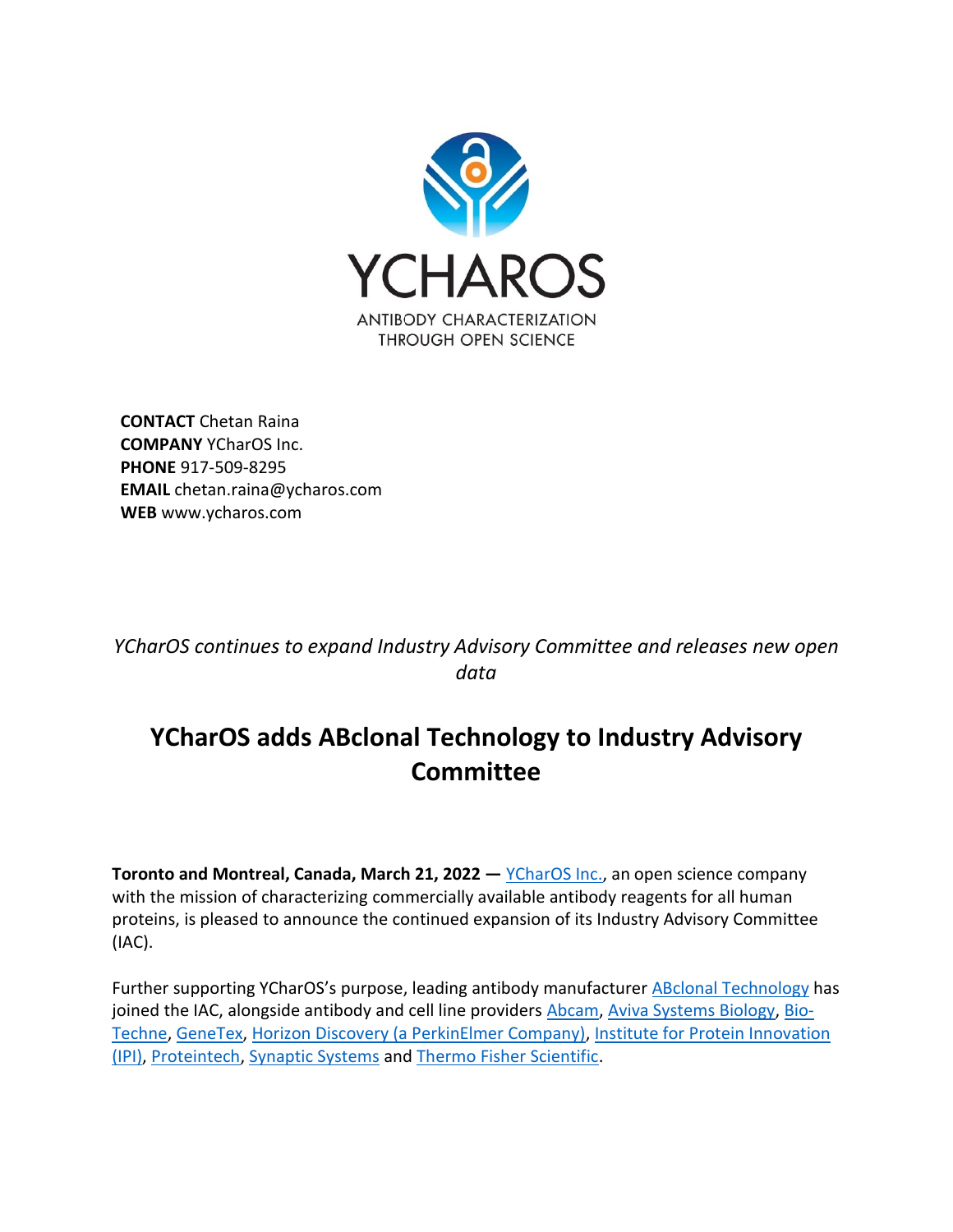YCHAROS

ANTIBODY CHARACTERIZATION THROUGH OPEN SCIENCE

**CONTACT** Chetan Raina
**COMPANY** YCharOS Inc.
**PHONE** 917-509-8295
**EMAIL** chetan.raina@ycharos.com
**WEB** www.ycharos.com

*YCharOS continues to expand Industry Advisory Committee and releases new open data*

# YCharOS adds ABclonal Technology to Industry Advisory Committee

**Toronto and Montreal, Canada, March 21, 2022 —** YCharOS Inc., an open science company with the mission of characterizing commercially available antibody reagents for all human proteins, is pleased to announce the continued expansion of its Industry Advisory Committee (IAC).

Further supporting YCharOS's purpose, leading antibody manufacturer ABclonal Technology has joined the IAC, alongside antibody and cell line providers Abcam, Aviva Systems Biology, Bio-Techne, GeneTex, Horizon Discovery (a PerkinElmer Company), Institute for Protein Innovation (IPI), Proteintech, Synaptic Systems and Thermo Fisher Scientific.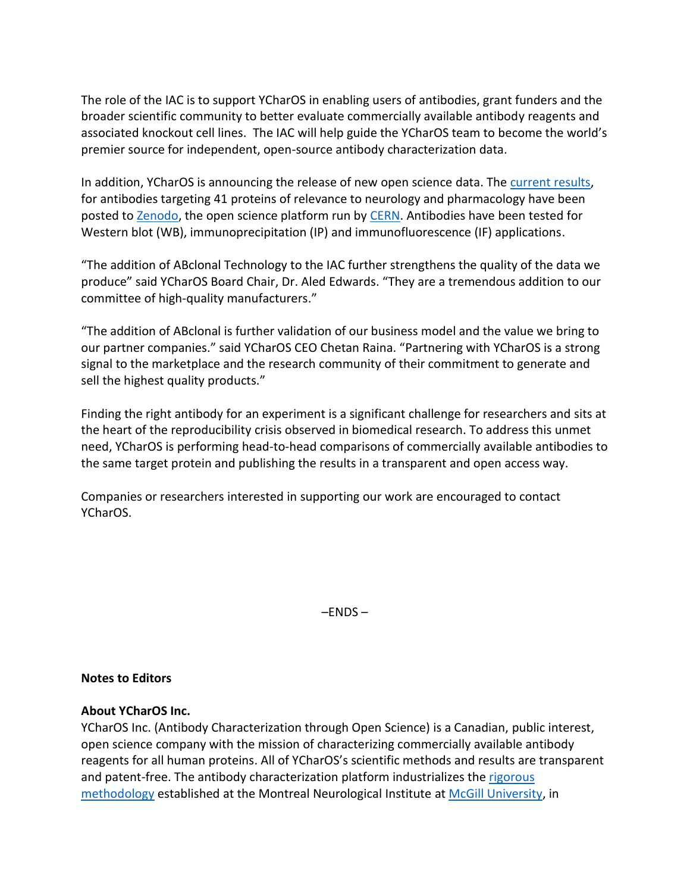The role of the IAC is to support YCharOS in enabling users of antibodies, grant funders and the broader scientific community to better evaluate commercially available antibody reagents and associated knockout cell lines.  The IAC will help guide the YCharOS team to become the world's premier source for independent, open-source antibody characterization data.

In addition, YCharOS is announcing the release of new open science data. The current results, for antibodies targeting 41 proteins of relevance to neurology and pharmacology have been posted to Zenodo, the open science platform run by CERN. Antibodies have been tested for Western blot (WB), immunoprecipitation (IP) and immunofluorescence (IF) applications.

"The addition of ABclonal Technology to the IAC further strengthens the quality of the data we produce" said YCharOS Board Chair, Dr. Aled Edwards. "They are a tremendous addition to our committee of high-quality manufacturers."

"The addition of ABclonal is further validation of our business model and the value we bring to our partner companies." said YCharOS CEO Chetan Raina. "Partnering with YCharOS is a strong signal to the marketplace and the research community of their commitment to generate and sell the highest quality products."

Finding the right antibody for an experiment is a significant challenge for researchers and sits at the heart of the reproducibility crisis observed in biomedical research. To address this unmet need, YCharOS is performing head-to-head comparisons of commercially available antibodies to the same target protein and publishing the results in a transparent and open access way.

Companies or researchers interested in supporting our work are encouraged to contact YCharOS.

–ENDS –

**Notes to Editors**

**About YCharOS Inc.**

YCharOS Inc. (Antibody Characterization through Open Science) is a Canadian, public interest, open science company with the mission of characterizing commercially available antibody reagents for all human proteins. All of YCharOS's scientific methods and results are transparent and patent-free. The antibody characterization platform industrializes the rigorous methodology established at the Montreal Neurological Institute at McGill University, in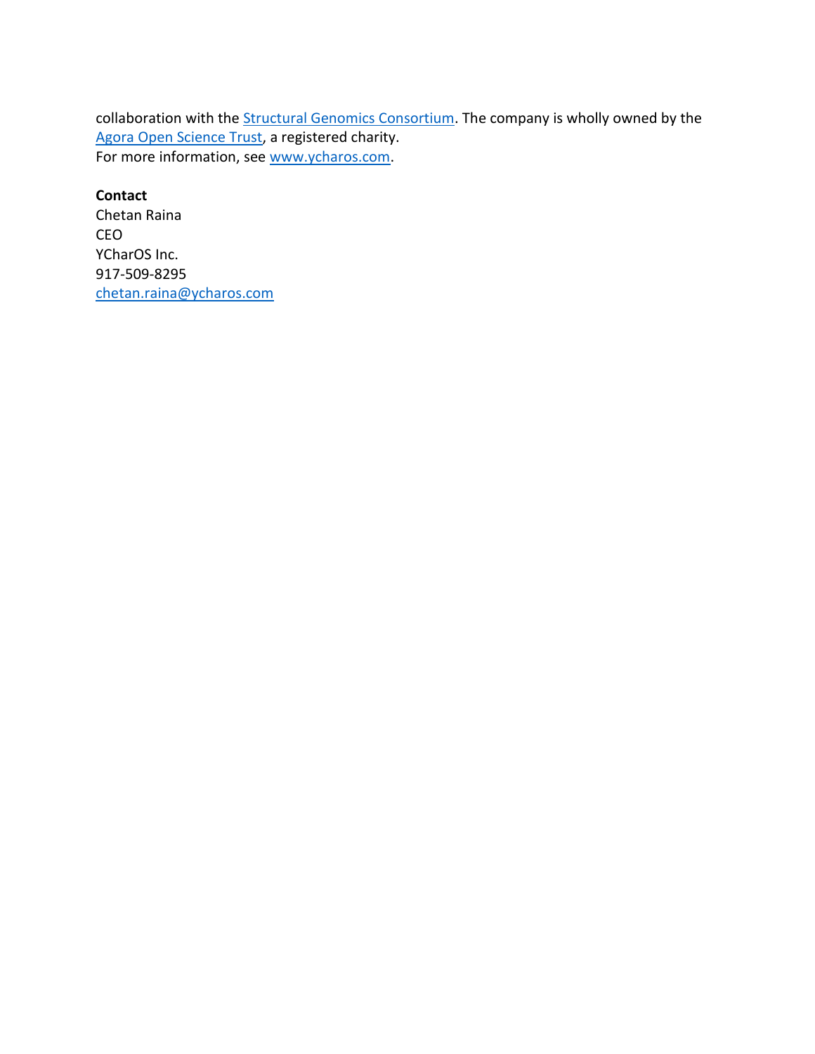collaboration with the [Structural Genomics Consortium](). The company is wholly owned by the [Agora Open Science Trust](), a registered charity.
For more information, see [www.ycharos.com]().

**Contact**
Chetan Raina
CEO
YCharOS Inc.
917-509-8295
[chetan.raina@ycharos.com]()